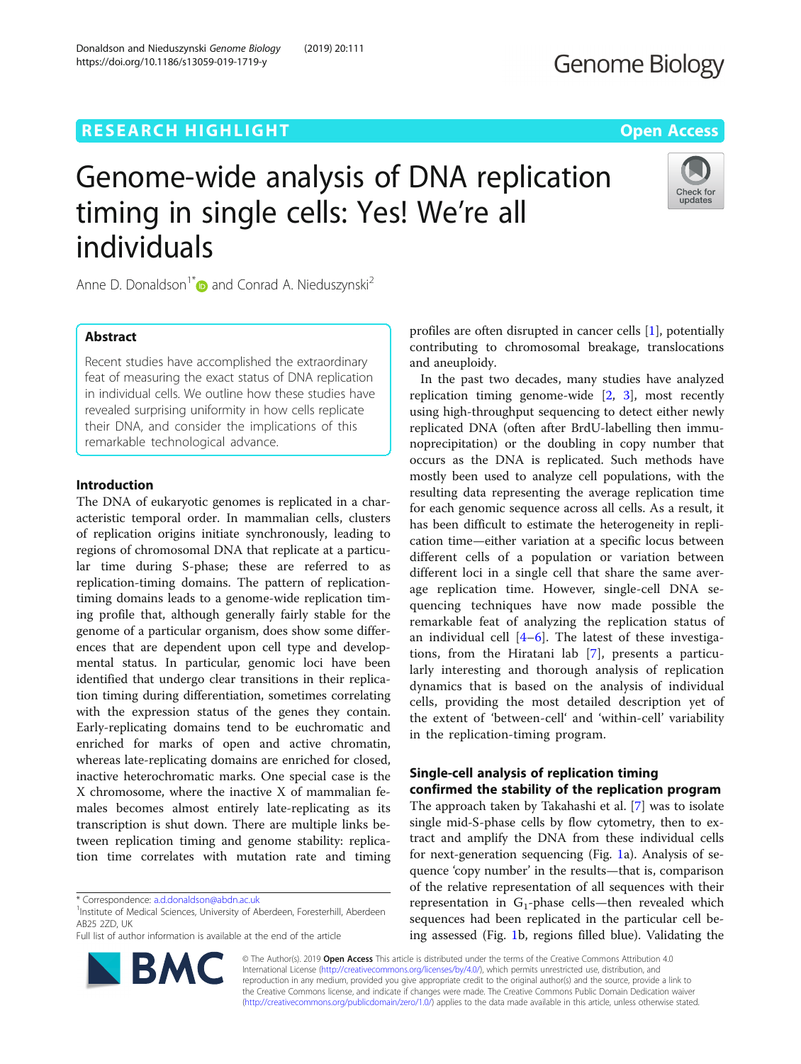RESEARCH HIGHLIGHT

Open Access

# Genome-wide analysis of DNA replication timing in single cells: Yes! We're all individuals

Anne D. Donaldson[1*] and Conrad A. Nieduszynski[2]

## Abstract

Recent studies have accomplished the extraordinary feat of measuring the exact status of DNA replication in individual cells. We outline how these studies have revealed surprising uniformity in how cells replicate their DNA, and consider the implications of this remarkable technological advance.

## Introduction

The DNA of eukaryotic genomes is replicated in a characteristic temporal order. In mammalian cells, clusters of replication origins initiate synchronously, leading to regions of chromosomal DNA that replicate at a particular time during S-phase; these are referred to as replication-timing domains. The pattern of replication-timing domains leads to a genome-wide replication timing profile that, although generally fairly stable for the genome of a particular organism, does show some differences that are dependent upon cell type and developmental status. In particular, genomic loci have been identified that undergo clear transitions in their replication timing during differentiation, sometimes correlating with the expression status of the genes they contain. Early-replicating domains tend to be euchromatic and enriched for marks of open and active chromatin, whereas late-replicating domains are enriched for closed, inactive heterochromatic marks. One special case is the X chromosome, where the inactive X of mammalian females becomes almost entirely late-replicating as its transcription is shut down. There are multiple links between replication timing and genome stability: replication time correlates with mutation rate and timing profiles are often disrupted in cancer cells [1], potentially contributing to chromosomal breakage, translocations and aneuploidy.

In the past two decades, many studies have analyzed replication timing genome-wide [2, 3], most recently using high-throughput sequencing to detect either newly replicated DNA (often after BrdU-labelling then immunoprecipitation) or the doubling in copy number that occurs as the DNA is replicated. Such methods have mostly been used to analyze cell populations, with the resulting data representing the average replication time for each genomic sequence across all cells. As a result, it has been difficult to estimate the heterogeneity in replication time—either variation at a specific locus between different cells of a population or variation between different loci in a single cell that share the same average replication time. However, single-cell DNA sequencing techniques have now made possible the remarkable feat of analyzing the replication status of an individual cell [4–6]. The latest of these investigations, from the Hiratani lab [7], presents a particularly interesting and thorough analysis of replication dynamics that is based on the analysis of individual cells, providing the most detailed description yet of the extent of 'between-cell' and 'within-cell' variability in the replication-timing program.

## Single-cell analysis of replication timing confirmed the stability of the replication program

The approach taken by Takahashi et al. [7] was to isolate single mid-S-phase cells by flow cytometry, then to extract and amplify the DNA from these individual cells for next-generation sequencing (Fig. 1a). Analysis of sequence 'copy number' in the results—that is, comparison of the relative representation of all sequences with their representation in $G_1$-phase cells—then revealed which sequences had been replicated in the particular cell being assessed (Fig. 1b, regions filled blue). Validating the

* Correspondence: a.d.donaldson@abdn.ac.uk
[1]Institute of Medical Sciences, University of Aberdeen, Foresterhill, Aberdeen AB25 2ZD, UK
Full list of author information is available at the end of the article

© The Author(s). 2019 **Open Access** This article is distributed under the terms of the Creative Commons Attribution 4.0 International License (http://creativecommons.org/licenses/by/4.0/), which permits unrestricted use, distribution, and reproduction in any medium, provided you give appropriate credit to the original author(s) and the source, provide a link to the Creative Commons license, and indicate if changes were made. The Creative Commons Public Domain Dedication waiver (http://creativecommons.org/publicdomain/zero/1.0/) applies to the data made available in this article, unless otherwise stated.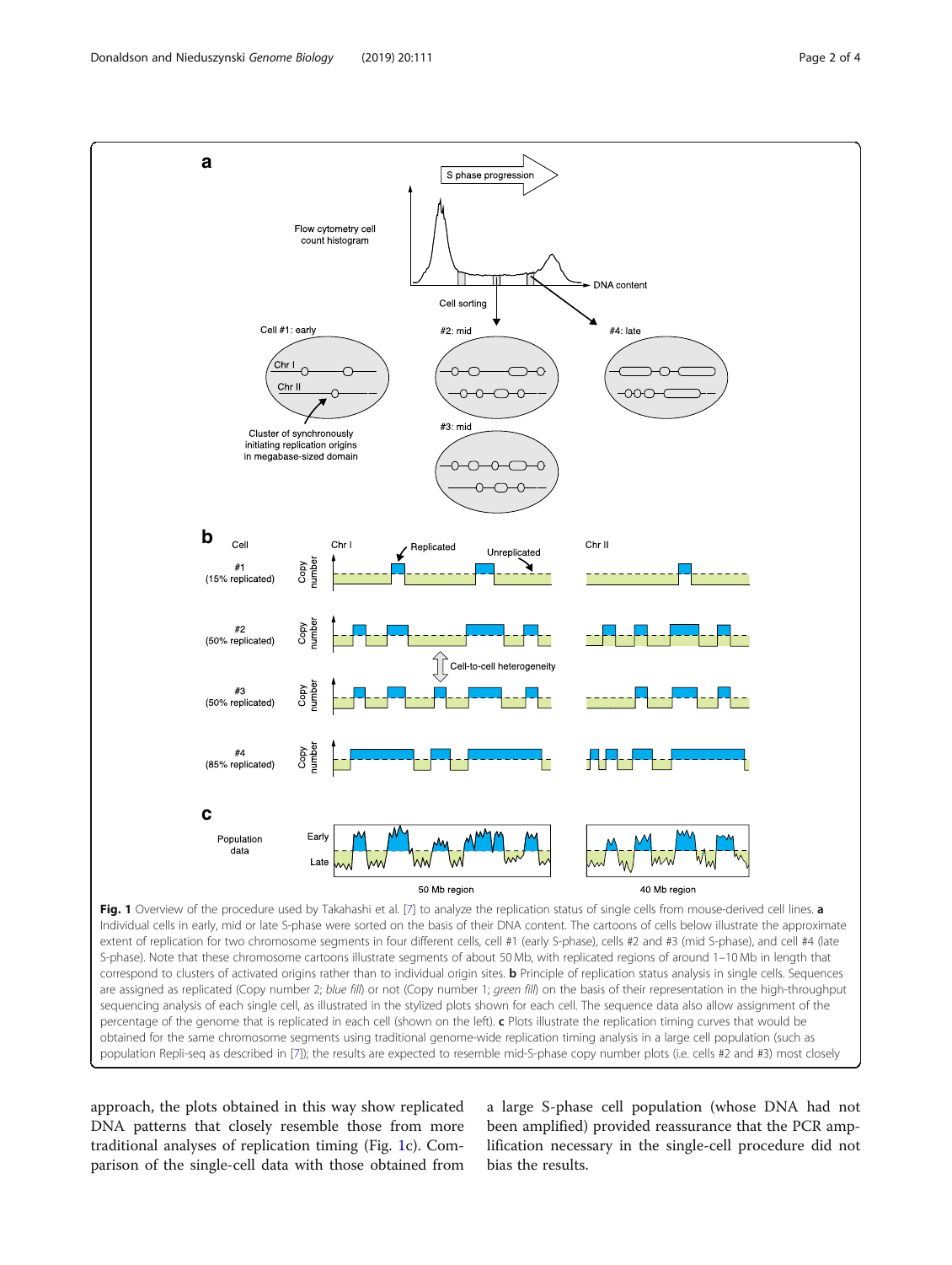**Fig. 1** Overview of the procedure used by Takahashi et al. [7] to analyze the replication status of single cells from mouse-derived cell lines. **a** Individual cells in early, mid or late S-phase were sorted on the basis of their DNA content. The cartoons of cells below illustrate the approximate extent of replication for two chromosome segments in four different cells, cell #1 (early S-phase), cells #2 and #3 (mid S-phase), and cell #4 (late S-phase). Note that these chromosome cartoons illustrate segments of about 50 Mb, with replicated regions of around 1–10 Mb in length that correspond to clusters of activated origins rather than to individual origin sites. **b** Principle of replication status analysis in single cells. Sequences are assigned as replicated (Copy number 2; *blue fill*) or not (Copy number 1; *green fill*) on the basis of their representation in the high-throughput sequencing analysis of each single cell, as illustrated in the stylized plots shown for each cell. The sequence data also allow assignment of the percentage of the genome that is replicated in each cell (shown on the left). **c** Plots illustrate the replication timing curves that would be obtained for the same chromosome segments using traditional genome-wide replication timing analysis in a large cell population (such as population Repli-seq as described in [7]); the results are expected to resemble mid-S-phase copy number plots (i.e. cells #2 and #3) most closely

approach, the plots obtained in this way show replicated DNA patterns that closely resemble those from more traditional analyses of replication timing (Fig. 1c). Comparison of the single-cell data with those obtained from a large S-phase cell population (whose DNA had not been amplified) provided reassurance that the PCR amplification necessary in the single-cell procedure did not bias the results.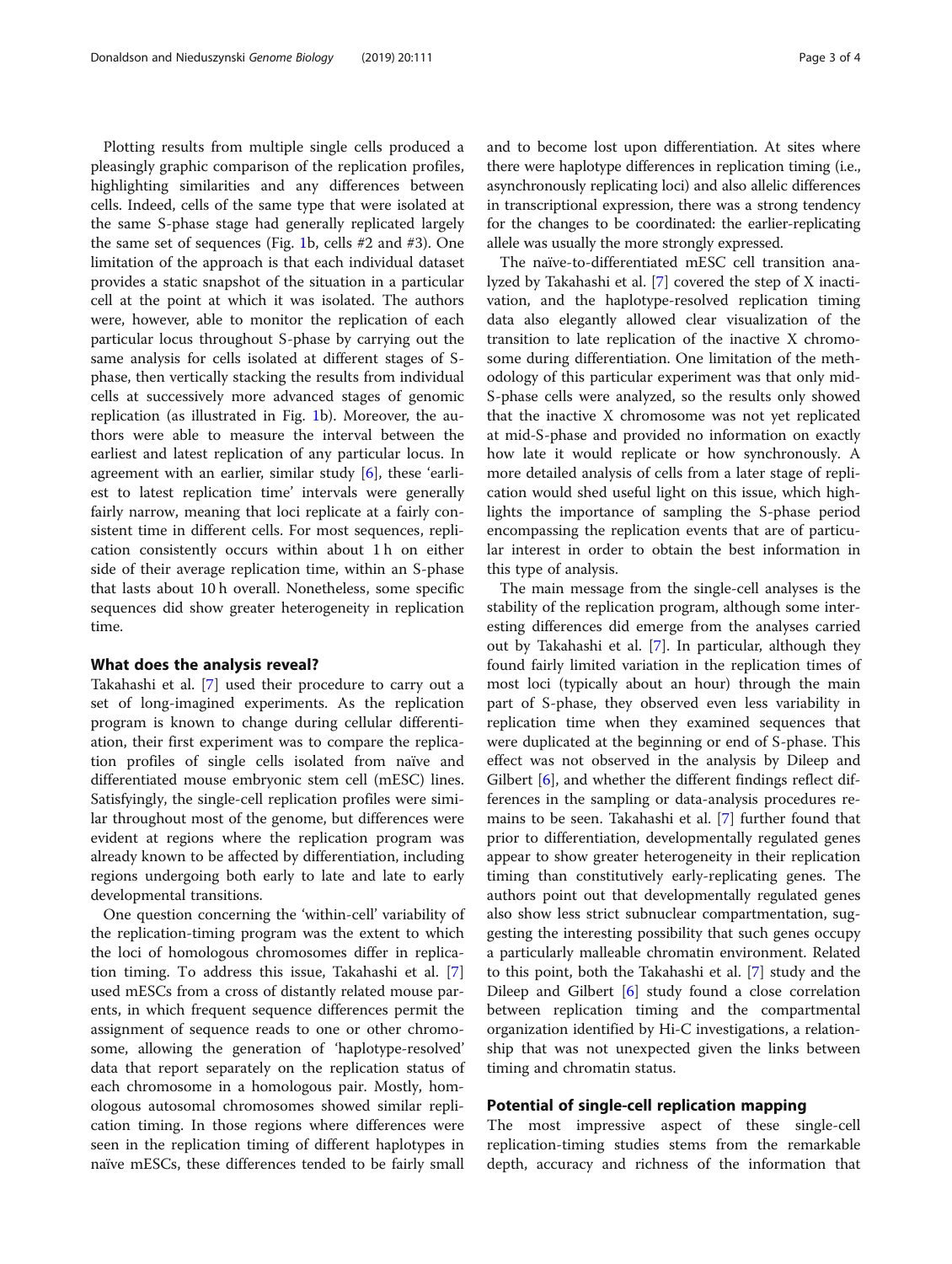Plotting results from multiple single cells produced a pleasingly graphic comparison of the replication profiles, highlighting similarities and any differences between cells. Indeed, cells of the same type that were isolated at the same S-phase stage had generally replicated largely the same set of sequences (Fig. 1b, cells #2 and #3). One limitation of the approach is that each individual dataset provides a static snapshot of the situation in a particular cell at the point at which it was isolated. The authors were, however, able to monitor the replication of each particular locus throughout S-phase by carrying out the same analysis for cells isolated at different stages of S-phase, then vertically stacking the results from individual cells at successively more advanced stages of genomic replication (as illustrated in Fig. 1b). Moreover, the authors were able to measure the interval between the earliest and latest replication of any particular locus. In agreement with an earlier, similar study [6], these 'earliest to latest replication time' intervals were generally fairly narrow, meaning that loci replicate at a fairly consistent time in different cells. For most sequences, replication consistently occurs within about 1 h on either side of their average replication time, within an S-phase that lasts about 10 h overall. Nonetheless, some specific sequences did show greater heterogeneity in replication time.

## What does the analysis reveal?

Takahashi et al. [7] used their procedure to carry out a set of long-imagined experiments. As the replication program is known to change during cellular differentiation, their first experiment was to compare the replication profiles of single cells isolated from naïve and differentiated mouse embryonic stem cell (mESC) lines. Satisfyingly, the single-cell replication profiles were similar throughout most of the genome, but differences were evident at regions where the replication program was already known to be affected by differentiation, including regions undergoing both early to late and late to early developmental transitions.

One question concerning the 'within-cell' variability of the replication-timing program was the extent to which the loci of homologous chromosomes differ in replication timing. To address this issue, Takahashi et al. [7] used mESCs from a cross of distantly related mouse parents, in which frequent sequence differences permit the assignment of sequence reads to one or other chromosome, allowing the generation of 'haplotype-resolved' data that report separately on the replication status of each chromosome in a homologous pair. Mostly, homologous autosomal chromosomes showed similar replication timing. In those regions where differences were seen in the replication timing of different haplotypes in naïve mESCs, these differences tended to be fairly small and to become lost upon differentiation. At sites where there were haplotype differences in replication timing (i.e., asynchronously replicating loci) and also allelic differences in transcriptional expression, there was a strong tendency for the changes to be coordinated: the earlier-replicating allele was usually the more strongly expressed.

The naïve-to-differentiated mESC cell transition analyzed by Takahashi et al. [7] covered the step of X inactivation, and the haplotype-resolved replication timing data also elegantly allowed clear visualization of the transition to late replication of the inactive X chromosome during differentiation. One limitation of the methodology of this particular experiment was that only mid-S-phase cells were analyzed, so the results only showed that the inactive X chromosome was not yet replicated at mid-S-phase and provided no information on exactly how late it would replicate or how synchronously. A more detailed analysis of cells from a later stage of replication would shed useful light on this issue, which highlights the importance of sampling the S-phase period encompassing the replication events that are of particular interest in order to obtain the best information in this type of analysis.

The main message from the single-cell analyses is the stability of the replication program, although some interesting differences did emerge from the analyses carried out by Takahashi et al. [7]. In particular, although they found fairly limited variation in the replication times of most loci (typically about an hour) through the main part of S-phase, they observed even less variability in replication time when they examined sequences that were duplicated at the beginning or end of S-phase. This effect was not observed in the analysis by Dileep and Gilbert [6], and whether the different findings reflect differences in the sampling or data-analysis procedures remains to be seen. Takahashi et al. [7] further found that prior to differentiation, developmentally regulated genes appear to show greater heterogeneity in their replication timing than constitutively early-replicating genes. The authors point out that developmentally regulated genes also show less strict subnuclear compartmentation, suggesting the interesting possibility that such genes occupy a particularly malleable chromatin environment. Related to this point, both the Takahashi et al. [7] study and the Dileep and Gilbert [6] study found a close correlation between replication timing and the compartmental organization identified by Hi-C investigations, a relationship that was not unexpected given the links between timing and chromatin status.

## Potential of single-cell replication mapping

The most impressive aspect of these single-cell replication-timing studies stems from the remarkable depth, accuracy and richness of the information that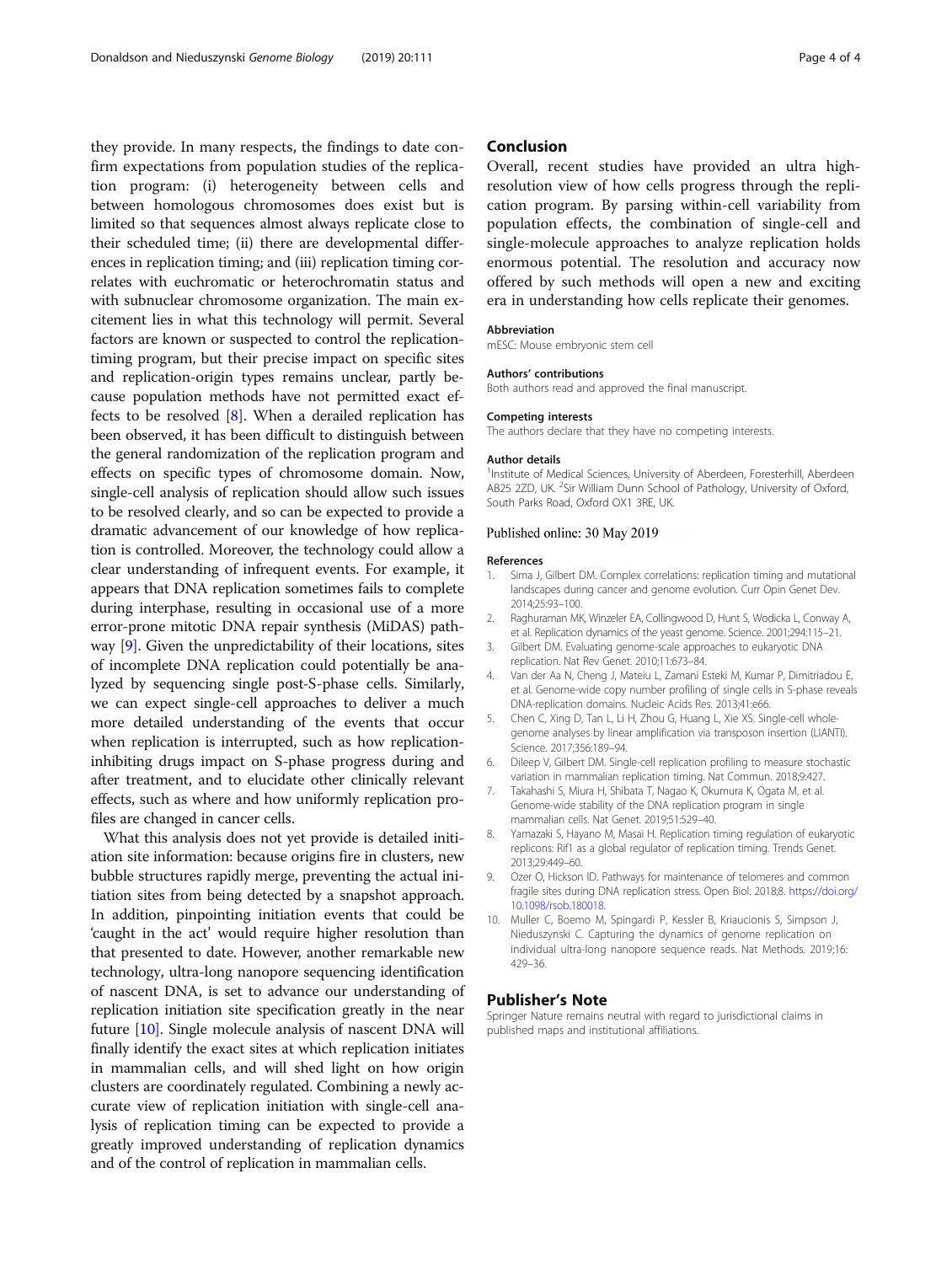they provide. In many respects, the findings to date confirm expectations from population studies of the replication program: (i) heterogeneity between cells and between homologous chromosomes does exist but is limited so that sequences almost always replicate close to their scheduled time; (ii) there are developmental differences in replication timing; and (iii) replication timing correlates with euchromatic or heterochromatin status and with subnuclear chromosome organization. The main excitement lies in what this technology will permit. Several factors are known or suspected to control the replication-timing program, but their precise impact on specific sites and replication-origin types remains unclear, partly because population methods have not permitted exact effects to be resolved [8]. When a derailed replication has been observed, it has been difficult to distinguish between the general randomization of the replication program and effects on specific types of chromosome domain. Now, single-cell analysis of replication should allow such issues to be resolved clearly, and so can be expected to provide a dramatic advancement of our knowledge of how replication is controlled. Moreover, the technology could allow a clear understanding of infrequent events. For example, it appears that DNA replication sometimes fails to complete during interphase, resulting in occasional use of a more error-prone mitotic DNA repair synthesis (MiDAS) pathway [9]. Given the unpredictability of their locations, sites of incomplete DNA replication could potentially be analyzed by sequencing single post-S-phase cells. Similarly, we can expect single-cell approaches to deliver a much more detailed understanding of the events that occur when replication is interrupted, such as how replication-inhibiting drugs impact on S-phase progress during and after treatment, and to elucidate other clinically relevant effects, such as where and how uniformly replication profiles are changed in cancer cells.

What this analysis does not yet provide is detailed initiation site information: because origins fire in clusters, new bubble structures rapidly merge, preventing the actual initiation sites from being detected by a snapshot approach. In addition, pinpointing initiation events that could be 'caught in the act' would require higher resolution than that presented to date. However, another remarkable new technology, ultra-long nanopore sequencing identification of nascent DNA, is set to advance our understanding of replication initiation site specification greatly in the near future [10]. Single molecule analysis of nascent DNA will finally identify the exact sites at which replication initiates in mammalian cells, and will shed light on how origin clusters are coordinately regulated. Combining a newly accurate view of replication initiation with single-cell analysis of replication timing can be expected to provide a greatly improved understanding of replication dynamics and of the control of replication in mammalian cells.

## Conclusion

Overall, recent studies have provided an ultra high-resolution view of how cells progress through the replication program. By parsing within-cell variability from population effects, the combination of single-cell and single-molecule approaches to analyze replication holds enormous potential. The resolution and accuracy now offered by such methods will open a new and exciting era in understanding how cells replicate their genomes.

### Abbreviation

mESC: Mouse embryonic stem cell

### Authors' contributions

Both authors read and approved the final manuscript.

### Competing interests

The authors declare that they have no competing interests.

### Author details

[1]Institute of Medical Sciences, University of Aberdeen, Foresterhill, Aberdeen AB25 2ZD, UK. [2]Sir William Dunn School of Pathology, University of Oxford, South Parks Road, Oxford OX1 3RE, UK.

Published online: 30 May 2019

### References

1. Sima J, Gilbert DM. Complex correlations: replication timing and mutational landscapes during cancer and genome evolution. Curr Opin Genet Dev. 2014;25:93–100.
2. Raghuraman MK, Winzeler EA, Collingwood D, Hunt S, Wodicka L, Conway A, et al. Replication dynamics of the yeast genome. Science. 2001;294:115–21.
3. Gilbert DM. Evaluating genome-scale approaches to eukaryotic DNA replication. Nat Rev Genet. 2010;11:673–84.
4. Van der Aa N, Cheng J, Mateiu L, Zamani Esteki M, Kumar P, Dimitriadou E, et al. Genome-wide copy number profiling of single cells in S-phase reveals DNA-replication domains. Nucleic Acids Res. 2013;41:e66.
5. Chen C, Xing D, Tan L, Li H, Zhou G, Huang L, Xie XS. Single-cell whole-genome analyses by linear amplification via transposon insertion (LIANTI). Science. 2017;356:189–94.
6. Dileep V, Gilbert DM. Single-cell replication profiling to measure stochastic variation in mammalian replication timing. Nat Commun. 2018;9:427.
7. Takahashi S, Miura H, Shibata T, Nagao K, Okumura K, Ogata M, et al. Genome-wide stability of the DNA replication program in single mammalian cells. Nat Genet. 2019;51:529–40.
8. Yamazaki S, Hayano M, Masai H. Replication timing regulation of eukaryotic replicons: Rif1 as a global regulator of replication timing. Trends Genet. 2013;29:449–60.
9. Ozer O, Hickson ID. Pathways for maintenance of telomeres and common fragile sites during DNA replication stress. Open Biol. 2018;8. https://doi.org/10.1098/rsob.180018.
10. Muller C, Boemo M, Spingardi P, Kessler B, Kriaucionis S, Simpson J, Nieduszynski C. Capturing the dynamics of genome replication on individual ultra-long nanopore sequence reads. Nat Methods. 2019;16:429–36.

## Publisher's Note

Springer Nature remains neutral with regard to jurisdictional claims in published maps and institutional affiliations.